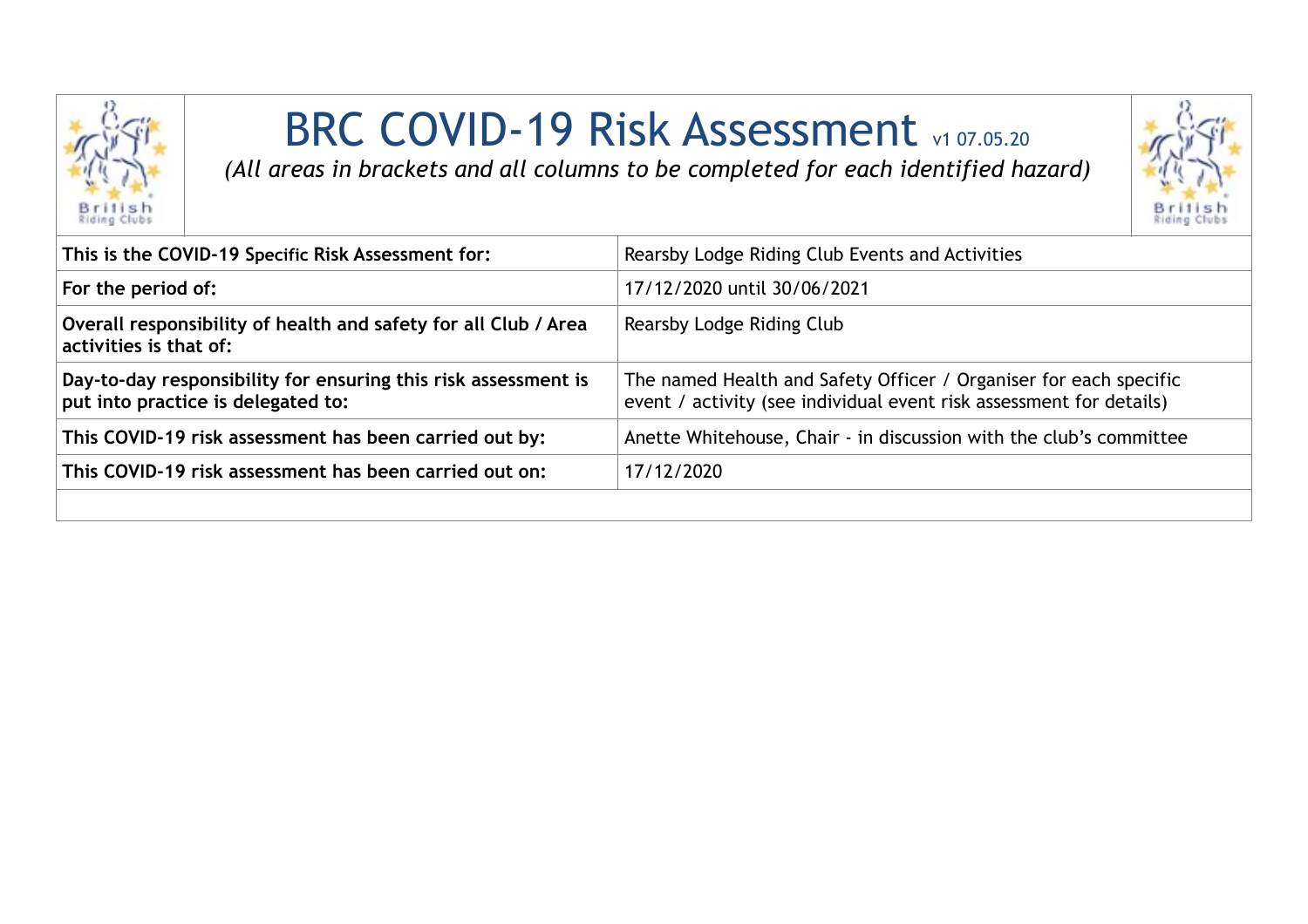# BRC COVID-19 Risk Assessment v1 07.05.20

*(All areas in brackets and all columns to be completed for each identified hazard)*

| | |
|---|---|
| **This is the COVID-19 Specific Risk Assessment for:** | Rearsby Lodge Riding Club Events and Activities |
| **For the period of:** | 17/12/2020 until 30/06/2021 |
| **Overall responsibility of health and safety for all Club / Area activities is that of:** | Rearsby Lodge Riding Club |
| **Day-to-day responsibility for ensuring this risk assessment is put into practice is delegated to:** | The named Health and Safety Officer / Organiser for each specific event / activity (see individual event risk assessment for details) |
| **This COVID-19 risk assessment has been carried out by:** | Anette Whitehouse, Chair - in discussion with the club's committee |
| **This COVID-19 risk assessment has been carried out on:** | 17/12/2020 |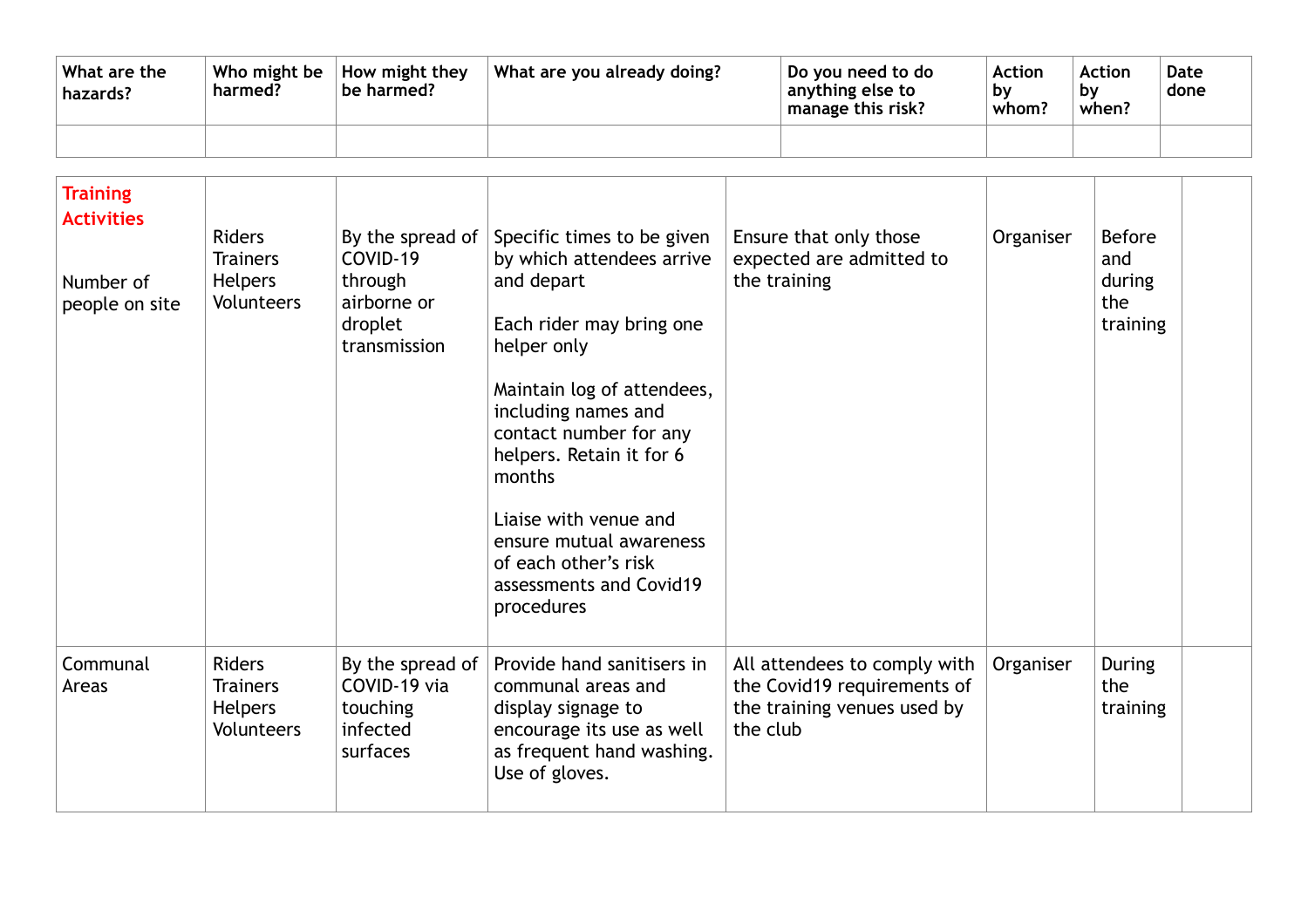| What are the hazards? | Who might be harmed? | How might they be harmed? | What are you already doing? | Do you need to do anything else to manage this risk? | Action by whom? | Action by when? | Date done |
|---|---|---|---|---|---|---|---|
| | | | | | | | |
| **Training Activities**<br><br>Number of people on site | Riders<br>Trainers<br>Helpers<br>Volunteers | By the spread of COVID-19 through airborne or droplet transmission | Specific times to be given by which attendees arrive and depart<br><br>Each rider may bring one helper only<br><br>Maintain log of attendees, including names and contact number for any helpers. Retain it for 6 months<br><br>Liaise with venue and ensure mutual awareness of each other's risk assessments and Covid19 procedures | Ensure that only those expected are admitted to the training | Organiser | Before and during the training | |
| Communal Areas | Riders<br>Trainers<br>Helpers<br>Volunteers | By the spread of COVID-19 via touching infected surfaces | Provide hand sanitisers in communal areas and display signage to encourage its use as well as frequent hand washing. Use of gloves. | All attendees to comply with the Covid19 requirements of the training venues used by the club | Organiser | During the training | |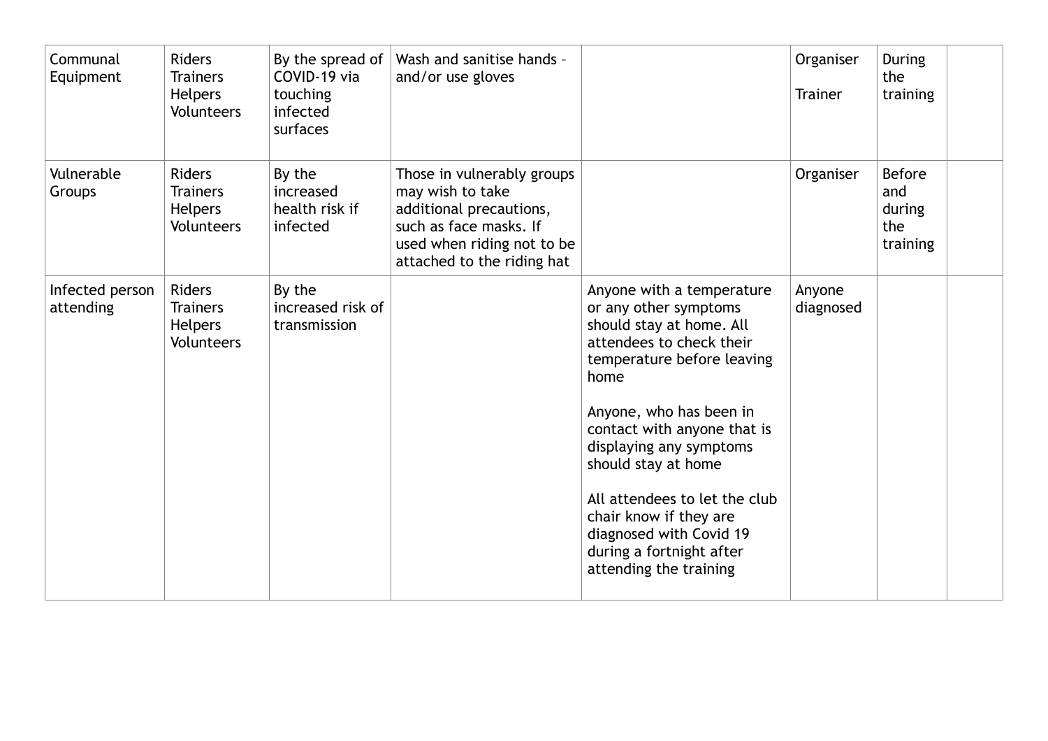| | | | | | | | |
|---|---|---|---|---|---|---|---|
| Communal Equipment | Riders<br>Trainers<br>Helpers<br>Volunteers | By the spread of COVID-19 via touching infected surfaces | Wash and sanitise hands – and/or use gloves | | Organiser<br><br>Trainer | During the training | |
| Vulnerable Groups | Riders<br>Trainers<br>Helpers<br>Volunteers | By the increased health risk if infected | Those in vulnerably groups may wish to take additional precautions, such as face masks. If used when riding not to be attached to the riding hat | | Organiser | Before and during the training | |
| Infected person attending | Riders<br>Trainers<br>Helpers<br>Volunteers | By the increased risk of transmission | | Anyone with a temperature or any other symptoms should stay at home. All attendees to check their temperature before leaving home<br><br>Anyone, who has been in contact with anyone that is displaying any symptoms should stay at home<br><br>All attendees to let the club chair know if they are diagnosed with Covid 19 during a fortnight after attending the training | Anyone diagnosed | | |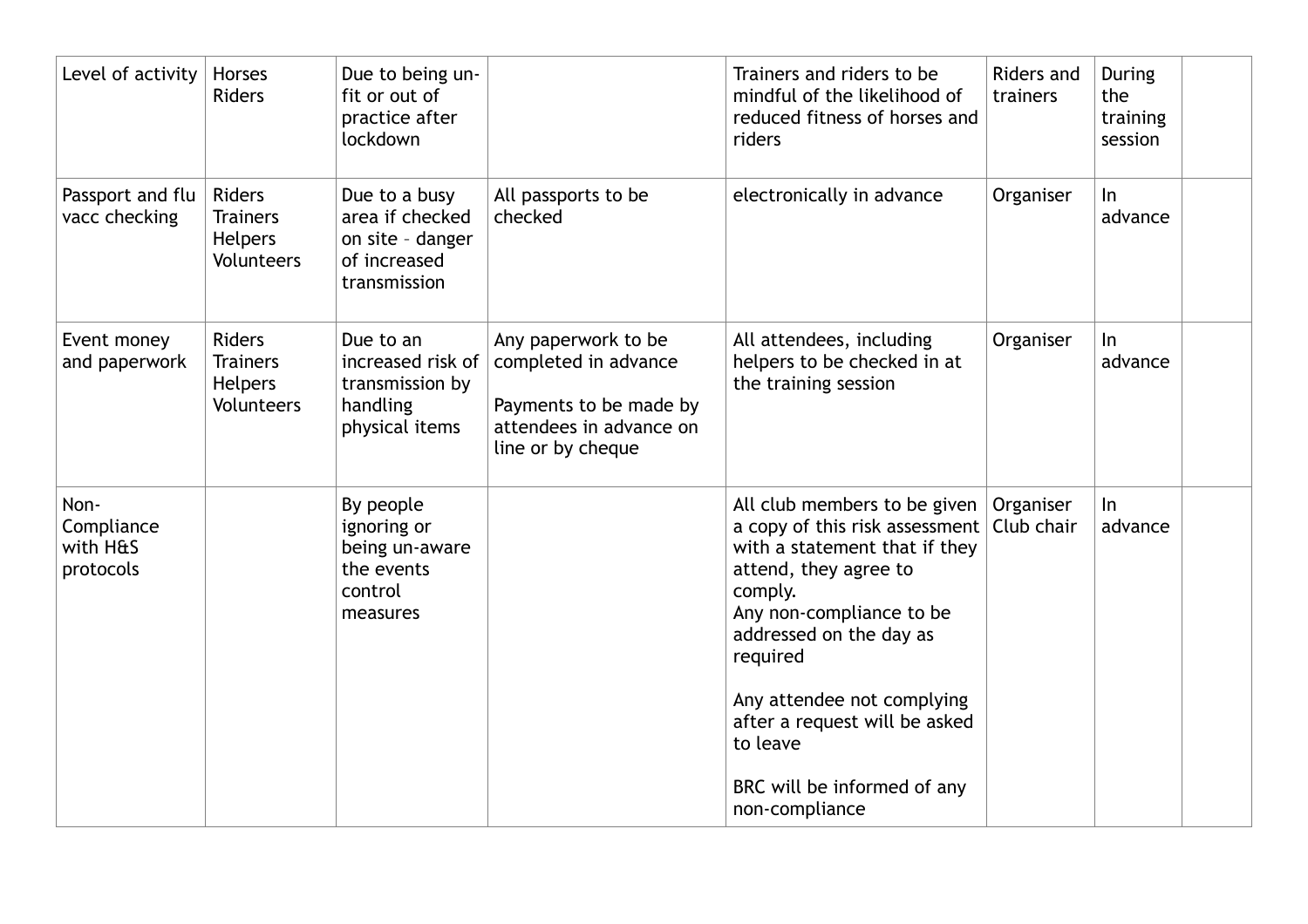| Level of activity | Horses<br>Riders | Due to being un-fit or out of practice after lockdown | | Trainers and riders to be mindful of the likelihood of reduced fitness of horses and riders | Riders and trainers | During the training session | |
|---|---|---|---|---|---|---|---|
| Passport and flu vacc checking | Riders<br>Trainers<br>Helpers<br>Volunteers | Due to a busy area if checked on site – danger of increased transmission | All passports to be checked | electronically in advance | Organiser | In advance | |
| Event money and paperwork | Riders<br>Trainers<br>Helpers<br>Volunteers | Due to an increased risk of transmission by handling physical items | Any paperwork to be completed in advance<br><br>Payments to be made by attendees in advance on line or by cheque | All attendees, including helpers to be checked in at the training session | Organiser | In advance | |
| Non-Compliance with H&S protocols | | By people ignoring or being un-aware the events control measures | | All club members to be given a copy of this risk assessment with a statement that if they attend, they agree to comply.<br>Any non-compliance to be addressed on the day as required<br><br>Any attendee not complying after a request will be asked to leave<br><br>BRC will be informed of any non-compliance | Organiser<br>Club chair | In advance | |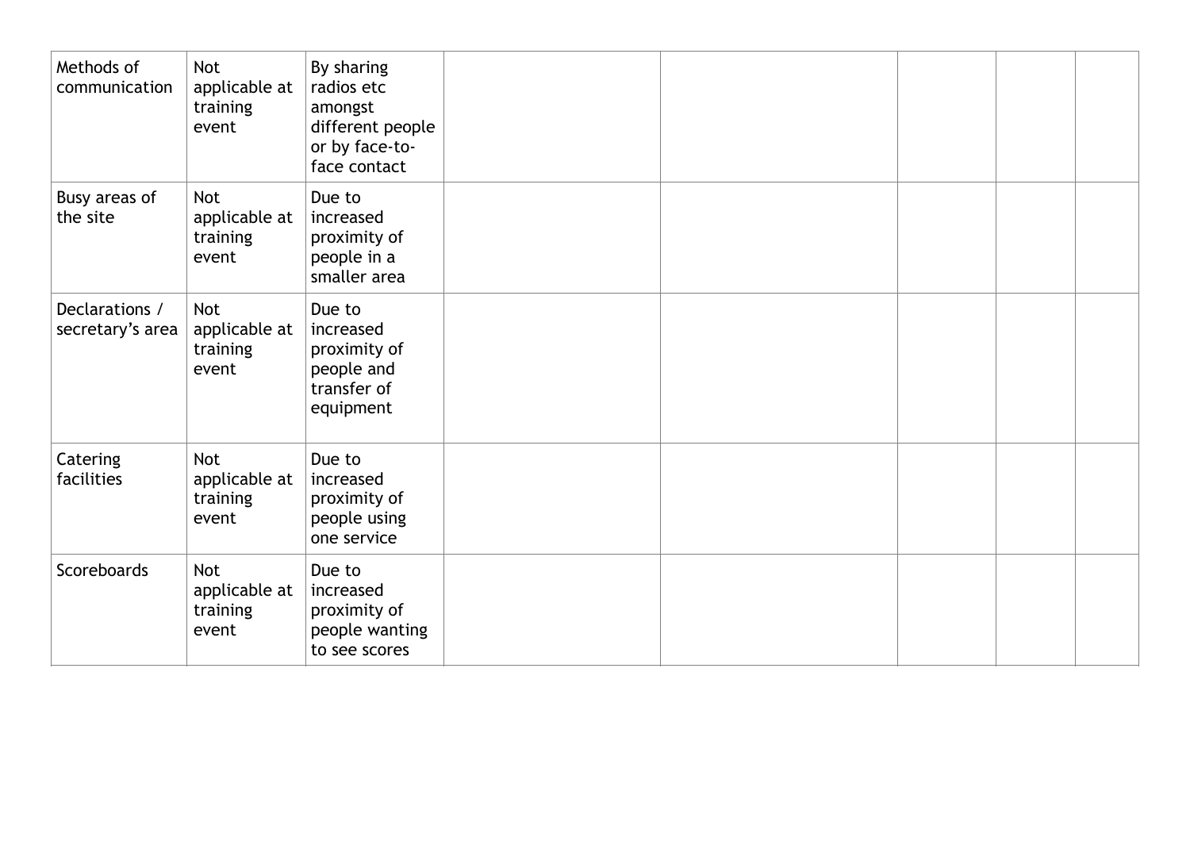| | | | | | | | |
|---|---|---|---|---|---|---|---|
| Methods of communication | Not applicable at training event | By sharing radios etc amongst different people or by face-to-face contact | | | | | |
| Busy areas of the site | Not applicable at training event | Due to increased proximity of people in a smaller area | | | | | |
| Declarations / secretary's area | Not applicable at training event | Due to increased proximity of people and transfer of equipment | | | | | |
| Catering facilities | Not applicable at training event | Due to increased proximity of people using one service | | | | | |
| Scoreboards | Not applicable at training event | Due to increased proximity of people wanting to see scores | | | | | |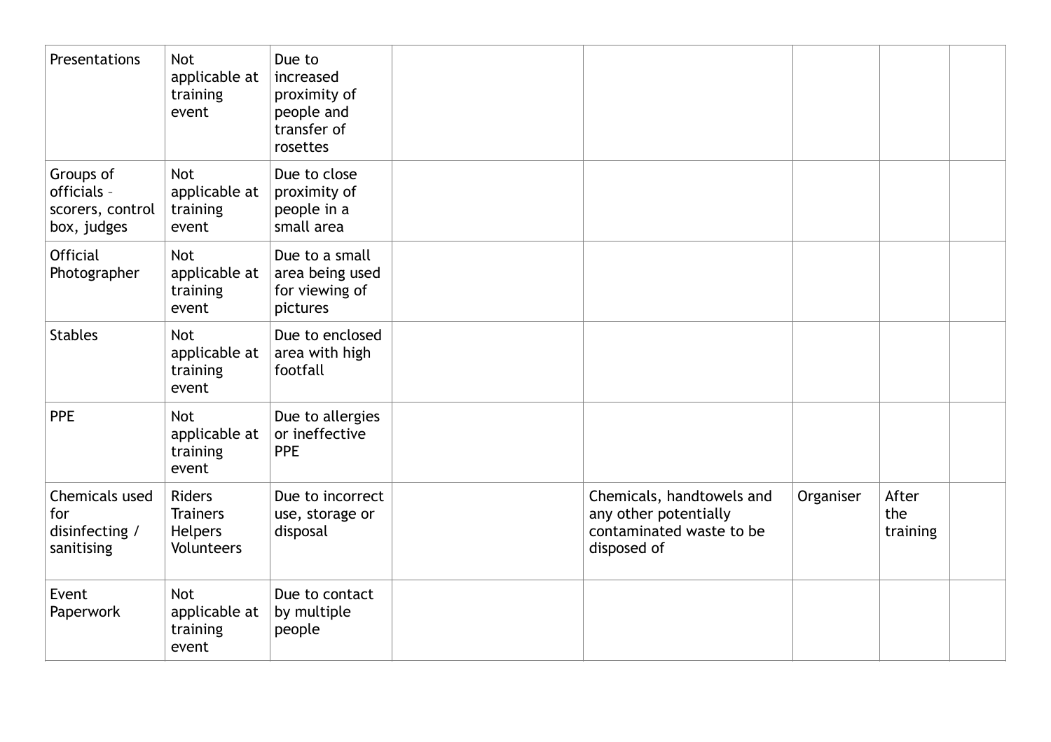| | | | | | | | |
|---|---|---|---|---|---|---|---|
| Presentations | Not applicable at training event | Due to increased proximity of people and transfer of rosettes | | | | | |
| Groups of officials – scorers, control box, judges | Not applicable at training event | Due to close proximity of people in a small area | | | | | |
| Official Photographer | Not applicable at training event | Due to a small area being used for viewing of pictures | | | | | |
| Stables | Not applicable at training event | Due to enclosed area with high footfall | | | | | |
| PPE | Not applicable at training event | Due to allergies or ineffective PPE | | | | | |
| Chemicals used for disinfecting / sanitising | Riders<br>Trainers<br>Helpers<br>Volunteers | Due to incorrect use, storage or disposal | | Chemicals, handtowels and any other potentially contaminated waste to be disposed of | Organiser | After the training | |
| Event Paperwork | Not applicable at training event | Due to contact by multiple people | | | | | |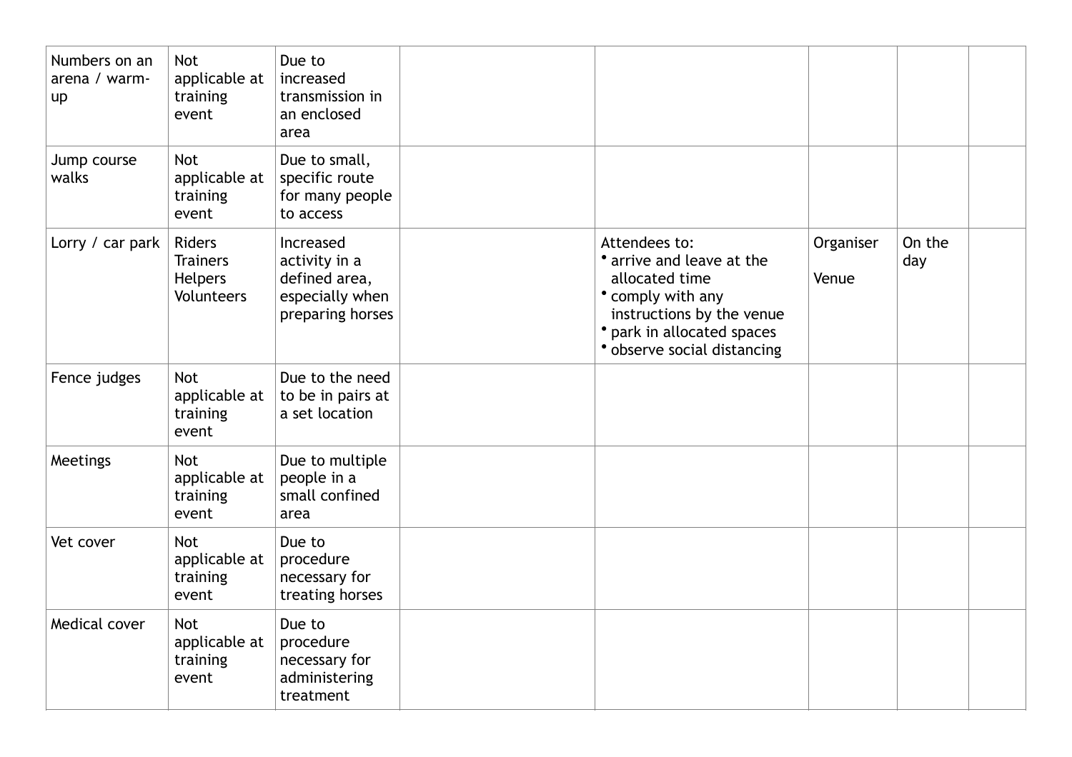| | | | | | | | |
|---|---|---|---|---|---|---|---|
| Numbers on an arena / warm-up | Not applicable at training event | Due to increased transmission in an enclosed area | | | | | |
| Jump course walks | Not applicable at training event | Due to small, specific route for many people to access | | | | | |
| Lorry / car park | Riders<br>Trainers<br>Helpers<br>Volunteers | Increased activity in a defined area, especially when preparing horses | | Attendees to:<br>• arrive and leave at the allocated time<br>• comply with any instructions by the venue<br>• park in allocated spaces<br>• observe social distancing | Organiser<br><br>Venue | On the day | |
| Fence judges | Not applicable at training event | Due to the need to be in pairs at a set location | | | | | |
| Meetings | Not applicable at training event | Due to multiple people in a small confined area | | | | | |
| Vet cover | Not applicable at training event | Due to procedure necessary for treating horses | | | | | |
| Medical cover | Not applicable at training event | Due to procedure necessary for administering treatment | | | | | |